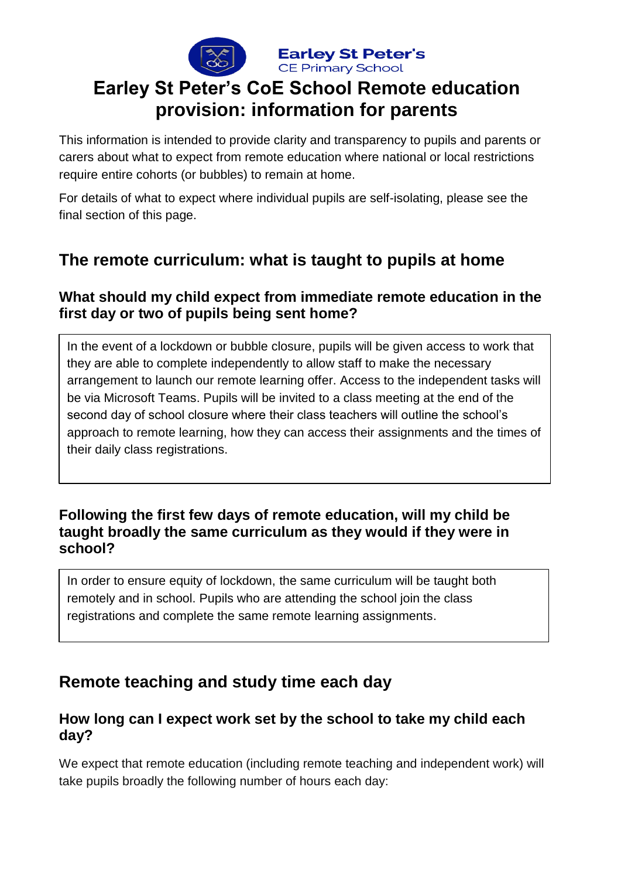Earley St Peter's
CE Primary School

# Earley St Peter's CoE School Remote education provision: information for parents

This information is intended to provide clarity and transparency to pupils and parents or carers about what to expect from remote education where national or local restrictions require entire cohorts (or bubbles) to remain at home.

For details of what to expect where individual pupils are self-isolating, please see the final section of this page.

## The remote curriculum: what is taught to pupils at home

### What should my child expect from immediate remote education in the first day or two of pupils being sent home?

In the event of a lockdown or bubble closure, pupils will be given access to work that they are able to complete independently to allow staff to make the necessary arrangement to launch our remote learning offer. Access to the independent tasks will be via Microsoft Teams. Pupils will be invited to a class meeting at the end of the second day of school closure where their class teachers will outline the school's approach to remote learning, how they can access their assignments and the times of their daily class registrations.

### Following the first few days of remote education, will my child be taught broadly the same curriculum as they would if they were in school?

In order to ensure equity of lockdown, the same curriculum will be taught both remotely and in school. Pupils who are attending the school join the class registrations and complete the same remote learning assignments.

## Remote teaching and study time each day

### How long can I expect work set by the school to take my child each day?

We expect that remote education (including remote teaching and independent work) will take pupils broadly the following number of hours each day: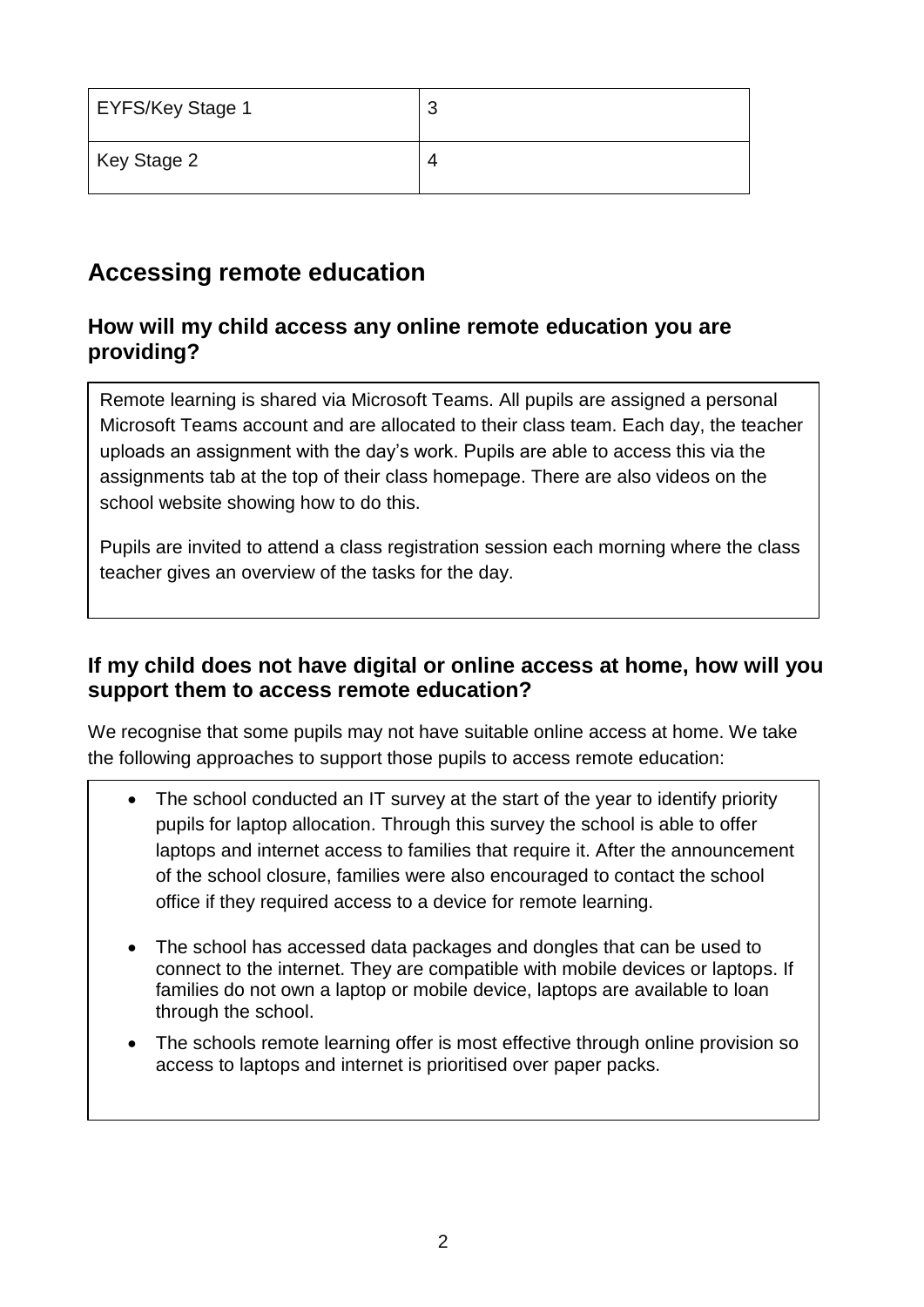| EYFS/Key Stage 1 | 3 |
| --- | --- |
| Key Stage 2 | 4 |

## Accessing remote education

### How will my child access any online remote education you are providing?

Remote learning is shared via Microsoft Teams. All pupils are assigned a personal Microsoft Teams account and are allocated to their class team. Each day, the teacher uploads an assignment with the day's work. Pupils are able to access this via the assignments tab at the top of their class homepage. There are also videos on the school website showing how to do this.

Pupils are invited to attend a class registration session each morning where the class teacher gives an overview of the tasks for the day.

### If my child does not have digital or online access at home, how will you support them to access remote education?

We recognise that some pupils may not have suitable online access at home. We take the following approaches to support those pupils to access remote education:

- The school conducted an IT survey at the start of the year to identify priority pupils for laptop allocation. Through this survey the school is able to offer laptops and internet access to families that require it. After the announcement of the school closure, families were also encouraged to contact the school office if they required access to a device for remote learning.
- The school has accessed data packages and dongles that can be used to connect to the internet. They are compatible with mobile devices or laptops. If families do not own a laptop or mobile device, laptops are available to loan through the school.
- The schools remote learning offer is most effective through online provision so access to laptops and internet is prioritised over paper packs.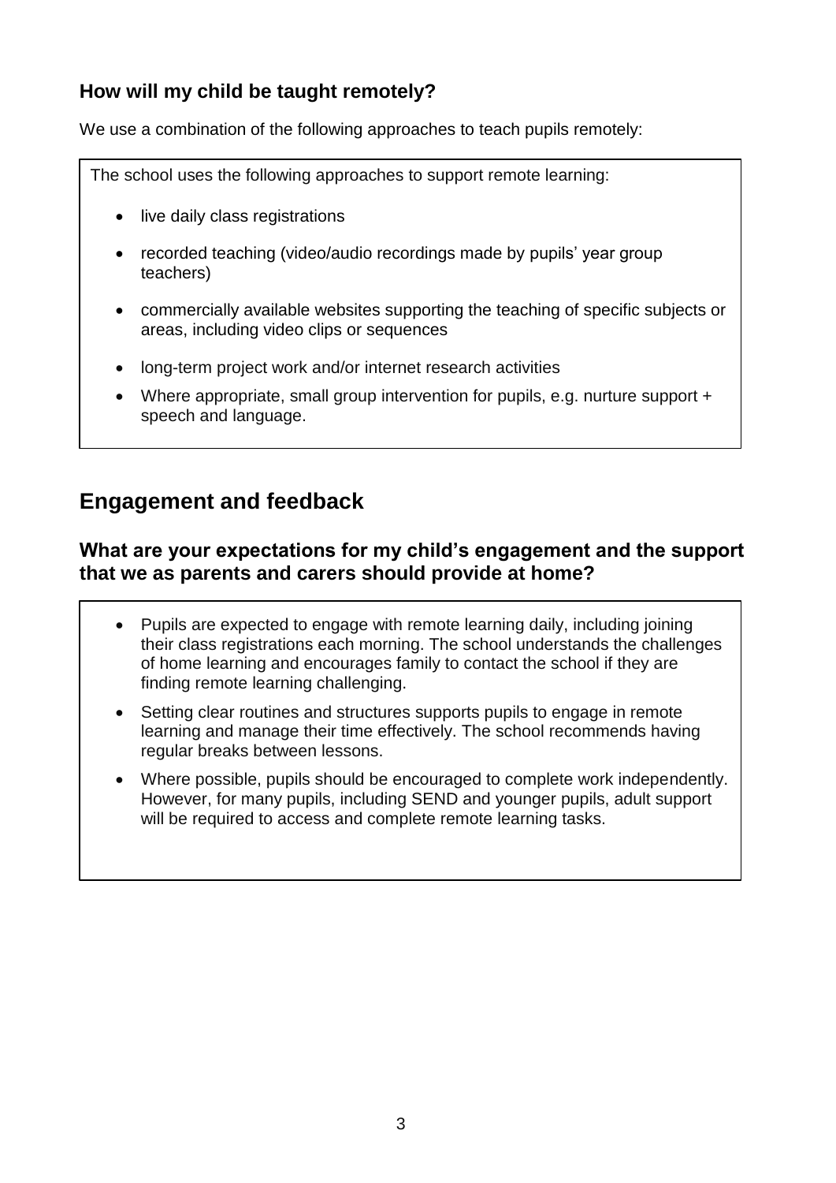### How will my child be taught remotely?

We use a combination of the following approaches to teach pupils remotely:

The school uses the following approaches to support remote learning:

- live daily class registrations
- recorded teaching (video/audio recordings made by pupils' year group teachers)
- commercially available websites supporting the teaching of specific subjects or areas, including video clips or sequences
- long-term project work and/or internet research activities
- Where appropriate, small group intervention for pupils, e.g. nurture support + speech and language.

## Engagement and feedback

### What are your expectations for my child's engagement and the support that we as parents and carers should provide at home?

- Pupils are expected to engage with remote learning daily, including joining their class registrations each morning. The school understands the challenges of home learning and encourages family to contact the school if they are finding remote learning challenging.
- Setting clear routines and structures supports pupils to engage in remote learning and manage their time effectively. The school recommends having regular breaks between lessons.
- Where possible, pupils should be encouraged to complete work independently. However, for many pupils, including SEND and younger pupils, adult support will be required to access and complete remote learning tasks.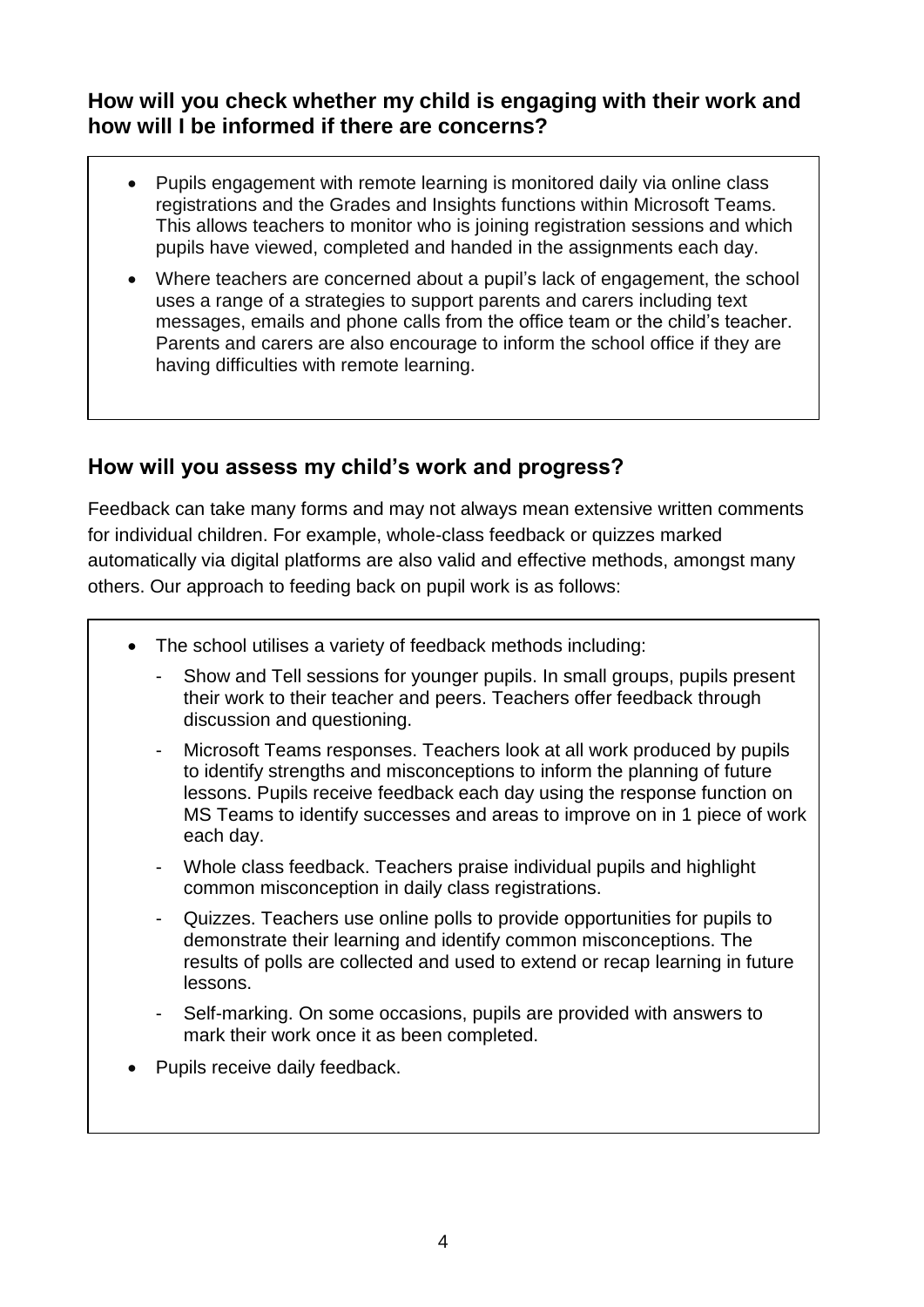## How will you check whether my child is engaging with their work and how will I be informed if there are concerns?

- Pupils engagement with remote learning is monitored daily via online class registrations and the Grades and Insights functions within Microsoft Teams. This allows teachers to monitor who is joining registration sessions and which pupils have viewed, completed and handed in the assignments each day.
- Where teachers are concerned about a pupil's lack of engagement, the school uses a range of a strategies to support parents and carers including text messages, emails and phone calls from the office team or the child's teacher. Parents and carers are also encourage to inform the school office if they are having difficulties with remote learning.

## How will you assess my child's work and progress?

Feedback can take many forms and may not always mean extensive written comments for individual children. For example, whole-class feedback or quizzes marked automatically via digital platforms are also valid and effective methods, amongst many others. Our approach to feeding back on pupil work is as follows:

- The school utilises a variety of feedback methods including:
  - Show and Tell sessions for younger pupils. In small groups, pupils present their work to their teacher and peers. Teachers offer feedback through discussion and questioning.
  - Microsoft Teams responses. Teachers look at all work produced by pupils to identify strengths and misconceptions to inform the planning of future lessons. Pupils receive feedback each day using the response function on MS Teams to identify successes and areas to improve on in 1 piece of work each day.
  - Whole class feedback. Teachers praise individual pupils and highlight common misconception in daily class registrations.
  - Quizzes. Teachers use online polls to provide opportunities for pupils to demonstrate their learning and identify common misconceptions. The results of polls are collected and used to extend or recap learning in future lessons.
  - Self-marking. On some occasions, pupils are provided with answers to mark their work once it as been completed.
- Pupils receive daily feedback.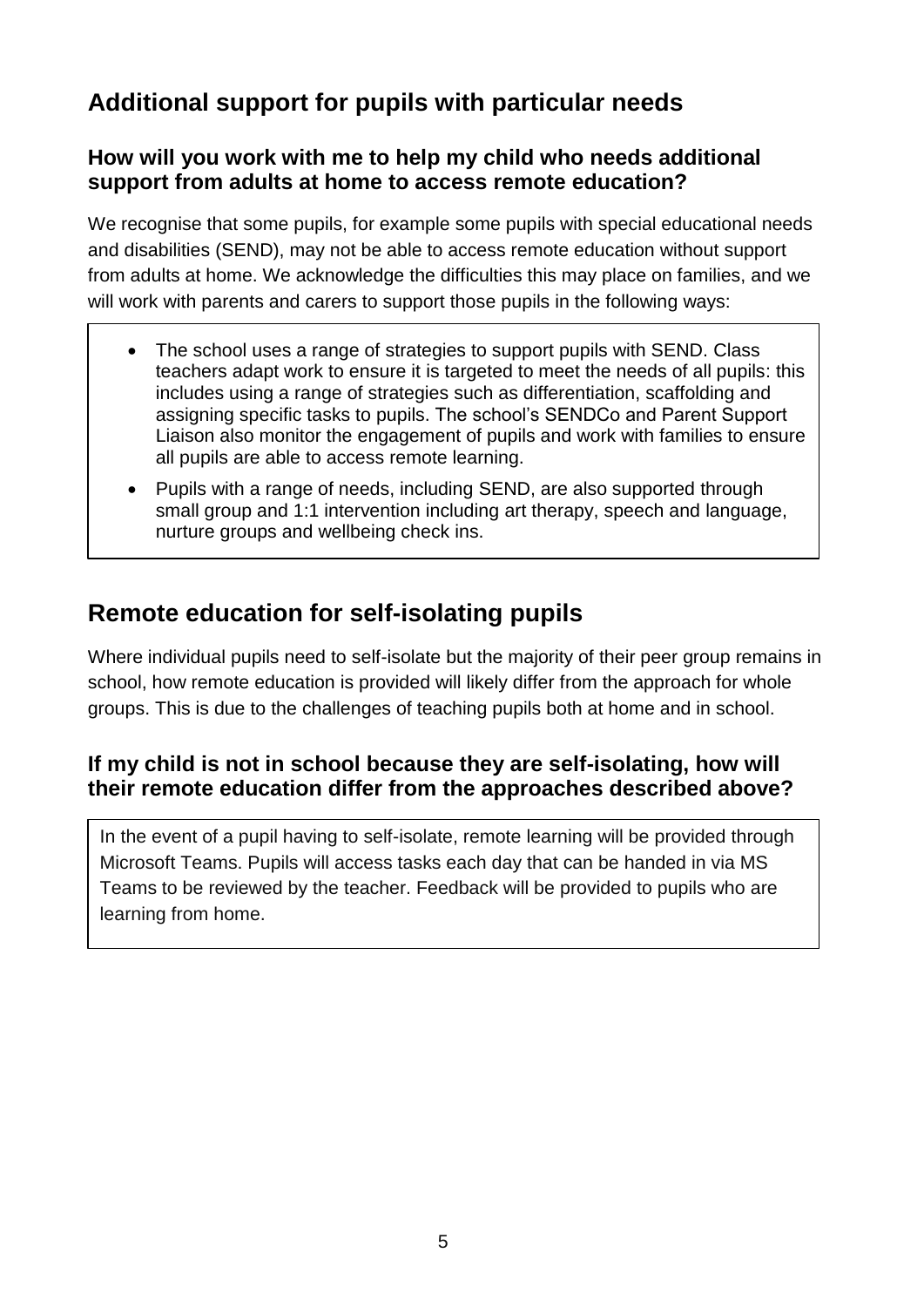## Additional support for pupils with particular needs

### How will you work with me to help my child who needs additional support from adults at home to access remote education?

We recognise that some pupils, for example some pupils with special educational needs and disabilities (SEND), may not be able to access remote education without support from adults at home. We acknowledge the difficulties this may place on families, and we will work with parents and carers to support those pupils in the following ways:

- The school uses a range of strategies to support pupils with SEND. Class teachers adapt work to ensure it is targeted to meet the needs of all pupils: this includes using a range of strategies such as differentiation, scaffolding and assigning specific tasks to pupils. The school's SENDCo and Parent Support Liaison also monitor the engagement of pupils and work with families to ensure all pupils are able to access remote learning.
- Pupils with a range of needs, including SEND, are also supported through small group and 1:1 intervention including art therapy, speech and language, nurture groups and wellbeing check ins.

## Remote education for self-isolating pupils

Where individual pupils need to self-isolate but the majority of their peer group remains in school, how remote education is provided will likely differ from the approach for whole groups. This is due to the challenges of teaching pupils both at home and in school.

### If my child is not in school because they are self-isolating, how will their remote education differ from the approaches described above?

In the event of a pupil having to self-isolate, remote learning will be provided through Microsoft Teams. Pupils will access tasks each day that can be handed in via MS Teams to be reviewed by the teacher. Feedback will be provided to pupils who are learning from home.